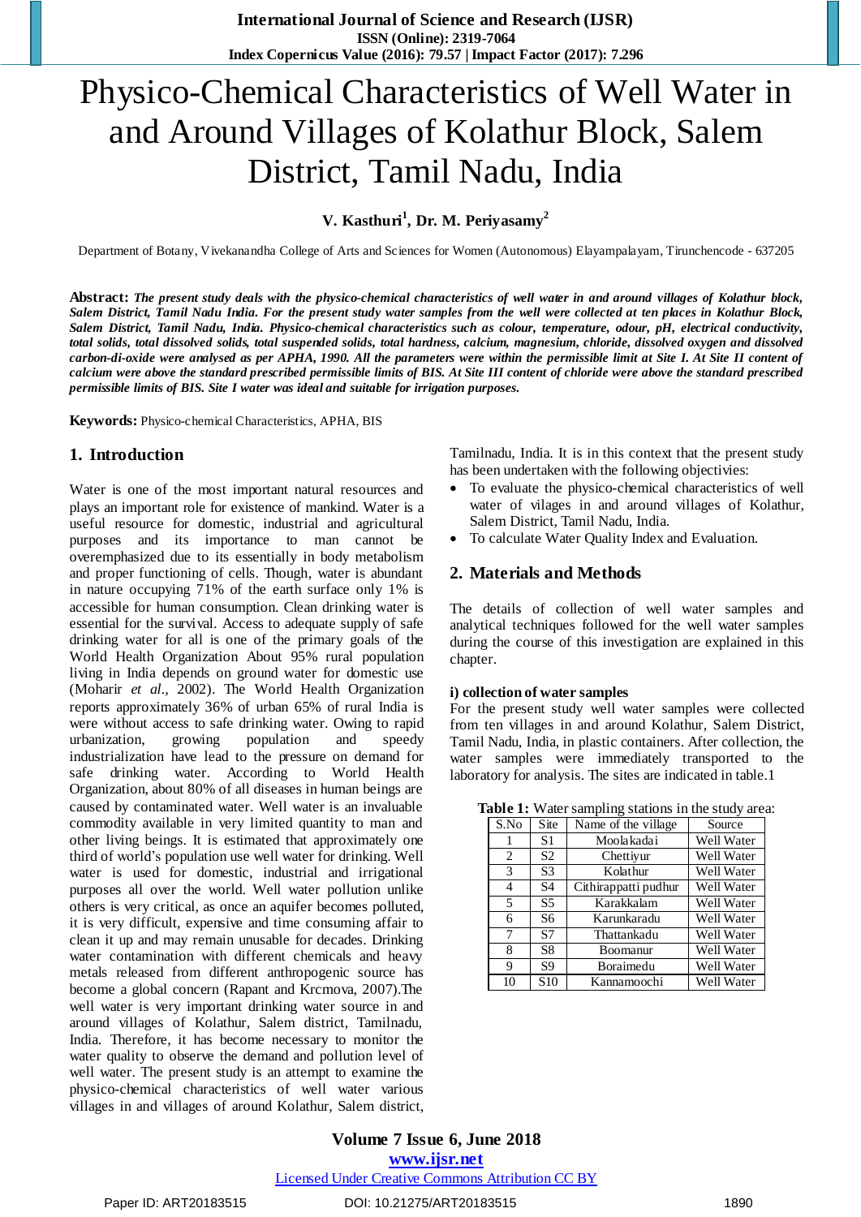# Physico-Chemical Characteristics of Well Water in and Around Villages of Kolathur Block, Salem District, Tamil Nadu, India

**V. Kasthuri[1], Dr. M. Periyasamy[2]**

Department of Botany, Vivekanandha College of Arts and Sciences for Women (Autonomous) Elayampalayam, Tirunchencode - 637205

**Abstract:** ***The present study deals with the physico-chemical characteristics of well water in and around villages of Kolathur block, Salem District, Tamil Nadu India. For the present study water samples from the well were collected at ten places in Kolathur Block, Salem District, Tamil Nadu, India. Physico-chemical characteristics such as colour, temperature, odour, pH, electrical conductivity, total solids, total dissolved solids, total suspended solids, total hardness, calcium, magnesium, chloride, dissolved oxygen and dissolved carbon-di-oxide were analysed as per APHA, 1990. All the parameters were within the permissible limit at Site I. At Site II content of calcium were above the standard prescribed permissible limits of BIS. At Site III content of chloride were above the standard prescribed permissible limits of BIS. Site I water was ideal and suitable for irrigation purposes.***

**Keywords:** Physico-chemical Characteristics, APHA, BIS

## 1. Introduction

Water is one of the most important natural resources and plays an important role for existence of mankind. Water is a useful resource for domestic, industrial and agricultural purposes and its importance to man cannot be overemphasized due to its essentially in body metabolism and proper functioning of cells. Though, water is abundant in nature occupying 71% of the earth surface only 1% is accessible for human consumption. Clean drinking water is essential for the survival. Access to adequate supply of safe drinking water for all is one of the primary goals of the World Health Organization About 95% rural population living in India depends on ground water for domestic use (Moharir *et al.*, 2002). The World Health Organization reports approximately 36% of urban 65% of rural India is were without access to safe drinking water. Owing to rapid urbanization, growing population and speedy industrialization have lead to the pressure on demand for safe drinking water. According to World Health Organization, about 80% of all diseases in human beings are caused by contaminated water. Well water is an invaluable commodity available in very limited quantity to man and other living beings. It is estimated that approximately one third of world's population use well water for drinking. Well water is used for domestic, industrial and irrigational purposes all over the world. Well water pollution unlike others is very critical, as once an aquifer becomes polluted, it is very difficult, expensive and time consuming affair to clean it up and may remain unusable for decades. Drinking water contamination with different chemicals and heavy metals released from different anthropogenic source has become a global concern (Rapant and Krcmova, 2007).The well water is very important drinking water source in and around villages of Kolathur, Salem district, Tamilnadu, India. Therefore, it has become necessary to monitor the water quality to observe the demand and pollution level of well water. The present study is an attempt to examine the physico-chemical characteristics of well water various villages in and villages of around Kolathur, Salem district, Tamilnadu, India. It is in this context that the present study has been undertaken with the following objectivies:

- To evaluate the physico-chemical characteristics of well water of vilages in and around villages of Kolathur, Salem District, Tamil Nadu, India.
- To calculate Water Quality Index and Evaluation.

## 2. Materials and Methods

The details of collection of well water samples and analytical techniques followed for the well water samples during the course of this investigation are explained in this chapter.

### i) collection of water samples

For the present study well water samples were collected from ten villages in and around Kolathur, Salem District, Tamil Nadu, India, in plastic containers. After collection, the water samples were immediately transported to the laboratory for analysis. The sites are indicated in table.1

**Table 1:** Water sampling stations in the study area:

| S.No | Site | Name of the village | Source |
|---|---|---|---|
| 1 | S1 | Moolakadai | Well Water |
| 2 | S2 | Chettiyur | Well Water |
| 3 | S3 | Kolathur | Well Water |
| 4 | S4 | Cithirappatti pudhur | Well Water |
| 5 | S5 | Karakkalam | Well Water |
| 6 | S6 | Karunkaradu | Well Water |
| 7 | S7 | Thattankadu | Well Water |
| 8 | S8 | Boomanur | Well Water |
| 9 | S9 | Boraimedu | Well Water |
| 10 | S10 | Kannamoochi | Well Water |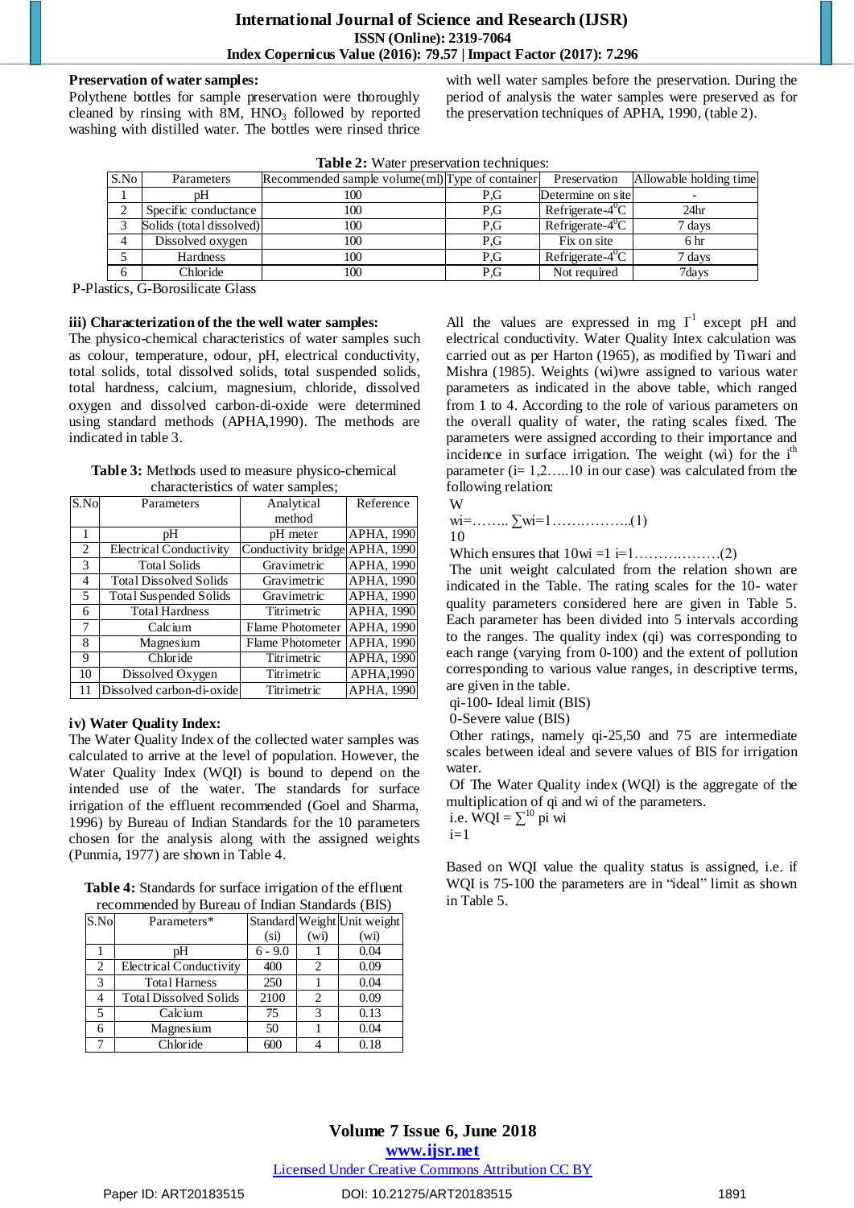**Preservation of water samples:**

Polythene bottles for sample preservation were thoroughly cleaned by rinsing with 8M, $HNO_3$ followed by reported washing with distilled water. The bottles were rinsed thrice with well water samples before the preservation. During the period of analysis the water samples were preserved as for the preservation techniques of APHA, 1990, (table 2).

**Table 2:** Water preservation techniques:

| S.No | Parameters | Recommended sample volume(ml) | Type of container | Preservation | Allowable holding time |
|---|---|---|---|---|---|
| 1 | pH | 100 | P,G | Determine on site | - |
| 2 | Specific conductance | 100 | P,G | Refrigerate-4$^0$C | 24hr |
| 3 | Solids (total dissolved) | 100 | P,G | Refrigerate-4$^0$C | 7 days |
| 4 | Dissolved oxygen | 100 | P,G | Fix on site | 6 hr |
| 5 | Hardness | 100 | P,G | Refrigerate-4$^0$C | 7 days |
| 6 | Chloride | 100 | P,G | Not required | 7days |

P-Plastics, G-Borosilicate Glass

**iii) Characterization of the the well water samples:**

The physico-chemical characteristics of water samples such as colour, temperature, odour, pH, electrical conductivity, total solids, total dissolved solids, total suspended solids, total hardness, calcium, magnesium, chloride, dissolved oxygen and dissolved carbon-di-oxide were determined using standard methods (APHA,1990). The methods are indicated in table 3.

**Table 3:** Methods used to measure physico-chemical characteristics of water samples;

| S.No | Parameters | Analytical method | Reference |
|---|---|---|---|
| 1 | pH | pH meter | APHA, 1990 |
| 2 | Electrical Conductivity | Conductivity bridge | APHA, 1990 |
| 3 | Total Solids | Gravimetric | APHA, 1990 |
| 4 | Total Dissolved Solids | Gravimetric | APHA, 1990 |
| 5 | Total Suspended Solids | Gravimetric | APHA, 1990 |
| 6 | Total Hardness | Titrimetric | APHA, 1990 |
| 7 | Calcium | Flame Photometer | APHA, 1990 |
| 8 | Magnesium | Flame Photometer | APHA, 1990 |
| 9 | Chloride | Titrimetric | APHA, 1990 |
| 10 | Dissolved Oxygen | Titrimetric | APHA,1990 |
| 11 | Dissolved carbon-di-oxide | Titrimetric | APHA, 1990 |

**iv) Water Quality Index:**

The Water Quality Index of the collected water samples was calculated to arrive at the level of population. However, the Water Quality Index (WQI) is bound to depend on the intended use of the water. The standards for surface irrigation of the effluent recommended (Goel and Sharma, 1996) by Bureau of Indian Standards for the 10 parameters chosen for the analysis along with the assigned weights (Punmia, 1977) are shown in Table 4.

**Table 4:** Standards for surface irrigation of the effluent recommended by Bureau of Indian Standards (BIS)

| S.No | Parameters* | Standard (si) | Weight (wi) | Unit weight (wi) |
|---|---|---|---|---|
| 1 | pH | 6 - 9.0 | 1 | 0.04 |
| 2 | Electrical Conductivity | 400 | 2 | 0.09 |
| 3 | Total Harness | 250 | 1 | 0.04 |
| 4 | Total Dissolved Solids | 2100 | 2 | 0.09 |
| 5 | Calcium | 75 | 3 | 0.13 |
| 6 | Magnesium | 50 | 1 | 0.04 |
| 7 | Chloride | 600 | 4 | 0.18 |

All the values are expressed in mg $l^{-1}$ except pH and electrical conductivity. Water Quality Intex calculation was carried out as per Harton (1965), as modified by Tiwari and Mishra (1985). Weights (wi)wre assigned to various water parameters as indicated in the above table, which ranged from 1 to 4. According to the role of various parameters on the overall quality of water, the rating scales fixed. The parameters were assigned according to their importance and incidence in surface irrigation. The weight (wi) for the i$^{th}$ parameter (i= 1,2…..10 in our case) was calculated from the following relation:

W
wi=…….. ∑wi=1……………..(1)
10

Which ensures that 10wi =1 i=1………………(2)

The unit weight calculated from the relation shown are indicated in the Table. The rating scales for the 10- water quality parameters considered here are given in Table 5. Each parameter has been divided into 5 intervals according to the ranges. The quality index (qi) was corresponding to each range (varying from 0-100) and the extent of pollution corresponding to various value ranges, in descriptive terms, are given in the table.

qi-100- Ideal limit (BIS)

0-Severe value (BIS)

Other ratings, namely qi-25,50 and 75 are intermediate scales between ideal and severe values of BIS for irrigation water.

Of The Water Quality index (WQI) is the aggregate of the multiplication of qi and wi of the parameters.

i.e. WQI = $\sum^{10}$ pi wi
i=1

Based on WQI value the quality status is assigned, i.e. if WQI is 75-100 the parameters are in "ideal" limit as shown in Table 5.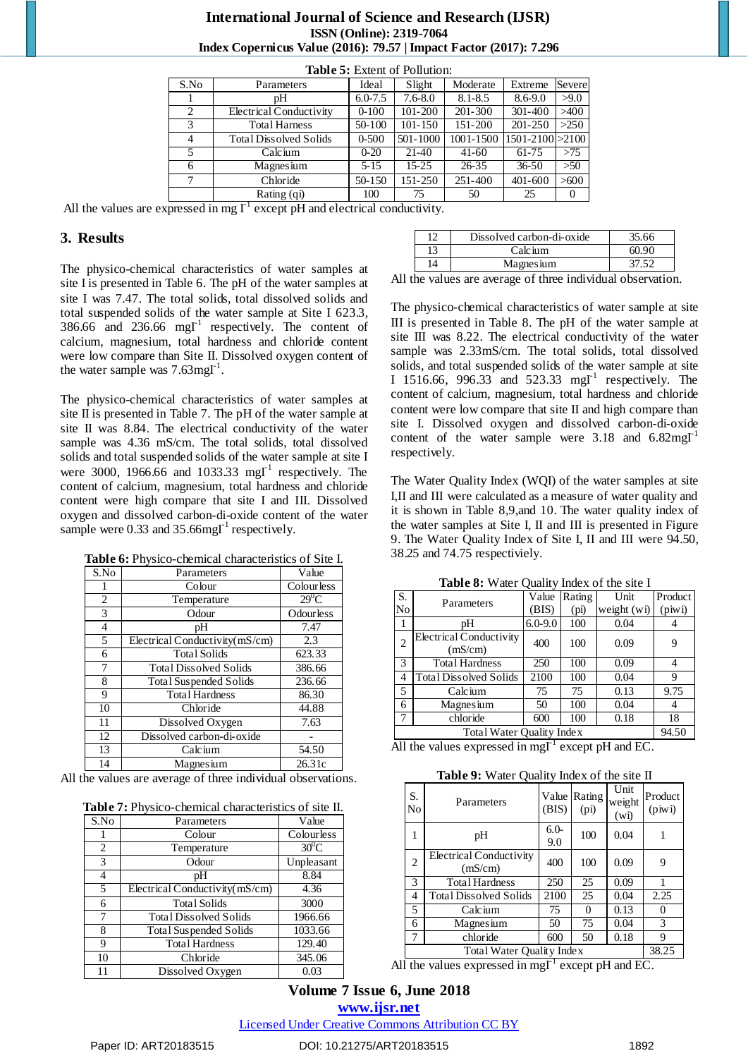**Table 5:** Extent of Pollution:

| S.No | Parameters | Ideal | Slight | Moderate | Extreme | Severe |
|---|---|---|---|---|---|---|
| 1 | pH | 6.0-7.5 | 7.6-8.0 | 8.1-8.5 | 8.6-9.0 | >9.0 |
| 2 | Electrical Conductivity | 0-100 | 101-200 | 201-300 | 301-400 | >400 |
| 3 | Total Harness | 50-100 | 101-150 | 151-200 | 201-250 | >250 |
| 4 | Total Dissolved Solids | 0-500 | 501-1000 | 1001-1500 | 1501-2100 | >2100 |
| 5 | Calcium | 0-20 | 21-40 | 41-60 | 61-75 | >75 |
| 6 | Magnesium | 5-15 | 15-25 | 26-35 | 36-50 | >50 |
| 7 | Chloride | 50-150 | 151-250 | 251-400 | 401-600 | >600 |
| | Rating (qi) | 100 | 75 | 50 | 25 | 0 |

All the values are expressed in mg $l^{-1}$ except pH and electrical conductivity.

## 3. Results

The physico-chemical characteristics of water samples at site I is presented in Table 6. The pH of the water samples at site I was 7.47. The total solids, total dissolved solids and total suspended solids of the water sample at Site I 623.3, 386.66 and 236.66 mg$l^{-1}$ respectively. The content of calcium, magnesium, total hardness and chloride content were low compare than Site II. Dissolved oxygen content of the water sample was 7.63mg$l^{-1}$.

The physico-chemical characteristics of water samples at site II is presented in Table 7. The pH of the water sample at site II was 8.84. The electrical conductivity of the water sample was 4.36 mS/cm. The total solids, total dissolved solids and total suspended solids of the water sample at site I were 3000, 1966.66 and 1033.33 mg$l^{-1}$ respectively. The content of calcium, magnesium, total hardness and chloride content were high compare that site I and III. Dissolved oxygen and dissolved carbon-di-oxide content of the water sample were 0.33 and 35.66mg$l^{-1}$ respectively.

**Table 6:** Physico-chemical characteristics of Site I.

| S.No | Parameters | Value |
|---|---|---|
| 1 | Colour | Colourless |
| 2 | Temperature | $29^0$C |
| 3 | Odour | Odourless |
| 4 | pH | 7.47 |
| 5 | Electrical Conductivity(mS/cm) | 2.3 |
| 6 | Total Solids | 623.33 |
| 7 | Total Dissolved Solids | 386.66 |
| 8 | Total Suspended Solids | 236.66 |
| 9 | Total Hardness | 86.30 |
| 10 | Chloride | 44.88 |
| 11 | Dissolved Oxygen | 7.63 |
| 12 | Dissolved carbon-di-oxide | - |
| 13 | Calcium | 54.50 |
| 14 | Magnesium | 26.31c |

All the values are average of three individual observations.

**Table 7:** Physico-chemical characteristics of site II.

| S.No | Parameters | Value |
|---|---|---|
| 1 | Colour | Colourless |
| 2 | Temperature | $30^0$C |
| 3 | Odour | Unpleasant |
| 4 | pH | 8.84 |
| 5 | Electrical Conductivity(mS/cm) | 4.36 |
| 6 | Total Solids | 3000 |
| 7 | Total Dissolved Solids | 1966.66 |
| 8 | Total Suspended Solids | 1033.66 |
| 9 | Total Hardness | 129.40 |
| 10 | Chloride | 345.06 |
| 11 | Dissolved Oxygen | 0.03 |
| 12 | Dissolved carbon-di-oxide | 35.66 |
| 13 | Calcium | 60.90 |
| 14 | Magnesium | 37.52 |

All the values are average of three individual observation.

The physico-chemical characteristics of water sample at site III is presented in Table 8. The pH of the water sample at site III was 8.22. The electrical conductivity of the water sample was 2.33mS/cm. The total solids, total dissolved solids, and total suspended solids of the water sample at site I 1516.66, 996.33 and 523.33 mg$l^{-1}$ respectively. The content of calcium, magnesium, total hardness and chloride content were low compare that site II and high compare than site I. Dissolved oxygen and dissolved carbon-di-oxide content of the water sample were 3.18 and 6.82mg$l^{-1}$ respectively.

The Water Quality Index (WQI) of the water samples at site I,II and III were calculated as a measure of water quality and it is shown in Table 8,9,and 10. The water quality index of the water samples at Site I, II and III is presented in Figure 9. The Water Quality Index of Site I, II and III were 94.50, 38.25 and 74.75 respectively.

**Table 8:** Water Quality Index of the site I

| S. No | Parameters | Value (BIS) | Rating (pi) | Unit weight (wi) | Product (piwi) |
|---|---|---|---|---|---|
| 1 | pH | 6.0-9.0 | 100 | 0.04 | 4 |
| 2 | Electrical Conductivity (mS/cm) | 400 | 100 | 0.09 | 9 |
| 3 | Total Hardness | 250 | 100 | 0.09 | 4 |
| 4 | Total Dissolved Solids | 2100 | 100 | 0.04 | 9 |
| 5 | Calcium | 75 | 75 | 0.13 | 9.75 |
| 6 | Magnesium | 50 | 100 | 0.04 | 4 |
| 7 | chloride | 600 | 100 | 0.18 | 18 |
| | Total Water Quality Index | | | | 94.50 |

All the values expressed in mg$l^{-1}$ except pH and EC.

**Table 9:** Water Quality Index of the site II

| S. No | Parameters | Value (BIS) | Rating (pi) | Unit weight (wi) | Product (piwi) |
|---|---|---|---|---|---|
| 1 | pH | 6.0-9.0 | 100 | 0.04 | 1 |
| 2 | Electrical Conductivity (mS/cm) | 400 | 100 | 0.09 | 9 |
| 3 | Total Hardness | 250 | 25 | 0.09 | 1 |
| 4 | Total Dissolved Solids | 2100 | 25 | 0.04 | 2.25 |
| 5 | Calcium | 75 | 0 | 0.13 | 0 |
| 6 | Magnesium | 50 | 75 | 0.04 | 3 |
| 7 | chloride | 600 | 50 | 0.18 | 9 |
| | Total Water Quality Index | | | | 38.25 |

All the values expressed in mg$l^{-1}$ except pH and EC.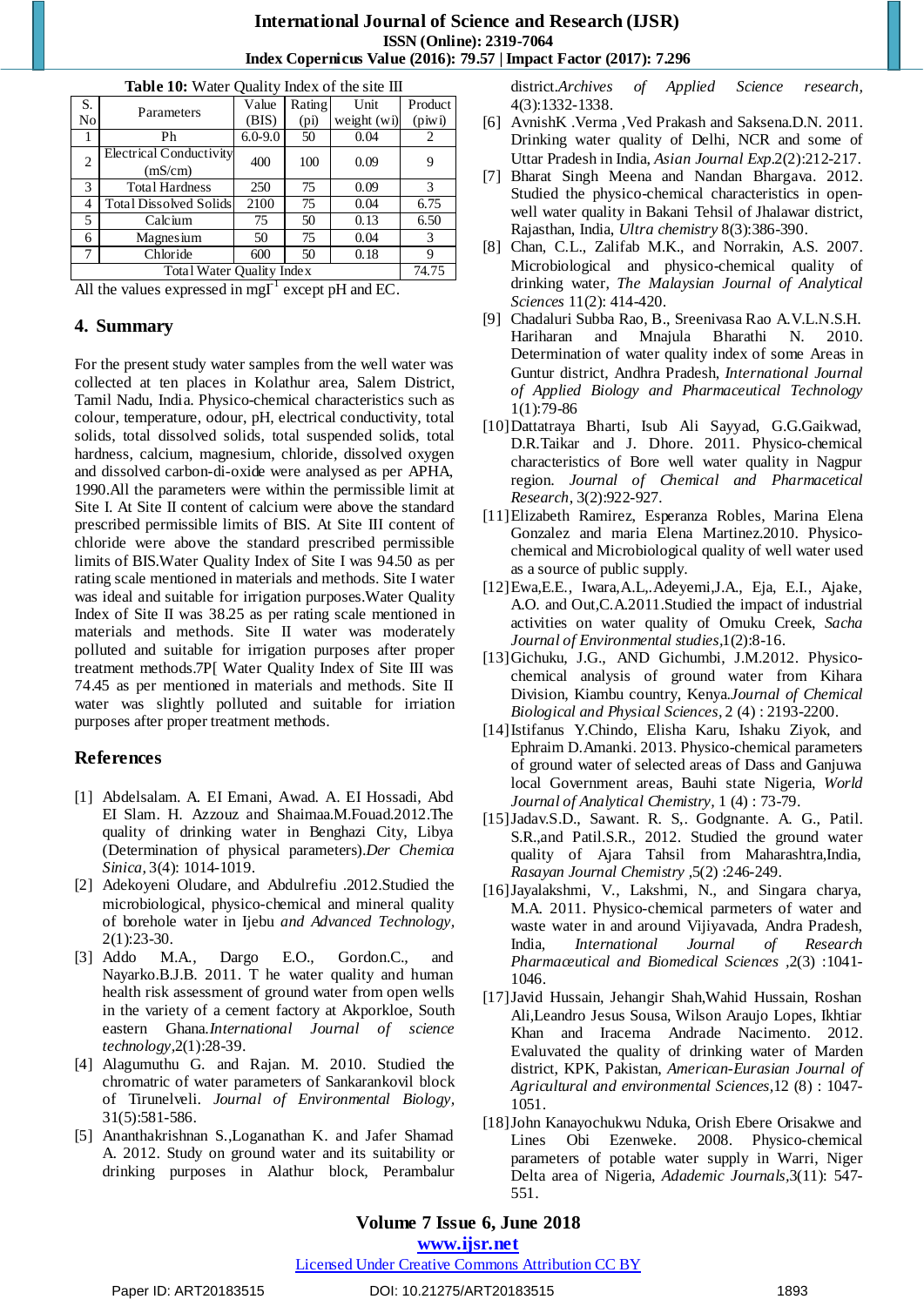**Table 10:** Water Quality Index of the site III

| S. No | Parameters | Value (BIS) | Rating (pi) | Unit weight (wi) | Product (piwi) |
|---|---|---|---|---|---|
| 1 | Ph | 6.0-9.0 | 50 | 0.04 | 2 |
| 2 | Electrical Conductivity (mS/cm) | 400 | 100 | 0.09 | 9 |
| 3 | Total Hardness | 250 | 75 | 0.09 | 3 |
| 4 | Total Dissolved Solids | 2100 | 75 | 0.04 | 6.75 |
| 5 | Calcium | 75 | 50 | 0.13 | 6.50 |
| 6 | Magnesium | 50 | 75 | 0.04 | 3 |
| 7 | Chloride | 600 | 50 | 0.18 | 9 |
| Total Water Quality Index | | | | | 74.75 |

All the values expressed in $mgl^{-1}$ except pH and EC.

## 4. Summary

For the present study water samples from the well water was collected at ten places in Kolathur area, Salem District, Tamil Nadu, India. Physico-chemical characteristics such as colour, temperature, odour, pH, electrical conductivity, total solids, total dissolved solids, total suspended solids, total hardness, calcium, magnesium, chloride, dissolved oxygen and dissolved carbon-di-oxide were analysed as per APHA, 1990.All the parameters were within the permissible limit at Site I. At Site II content of calcium were above the standard prescribed permissible limits of BIS. At Site III content of chloride were above the standard prescribed permissible limits of BIS.Water Quality Index of Site I was 94.50 as per rating scale mentioned in materials and methods. Site I water was ideal and suitable for irrigation purposes.Water Quality Index of Site II was 38.25 as per rating scale mentioned in materials and methods. Site II water was moderately polluted and suitable for irrigation purposes after proper treatment methods.7P[ Water Quality Index of Site III was 74.45 as per mentioned in materials and methods. Site II water was slightly polluted and suitable for irriation purposes after proper treatment methods.

## References

[1] Abdelsalam. A. EI Emani, Awad. A. EI Hossadi, Abd EI Slam. H. Azzouz and Shaimaa.M.Fouad.2012.The quality of drinking water in Benghazi City, Libya (Determination of physical parameters).*Der Chemica Sinica*, 3(4): 1014-1019.

[2] Adekoyeni Oludare, and Abdulrefiu .2012.Studied the microbiological, physico-chemical and mineral quality of borehole water in Ijebu *and Advanced Technology*, 2(1):23-30.

[3] Addo M.A., Dargo E.O., Gordon.C., and Nayarko.B.J.B. 2011. T he water quality and human health risk assessment of ground water from open wells in the variety of a cement factory at Akporkloe, South eastern Ghana.*International Journal of science technology*,2(1):28-39.

[4] Alagumuthu G. and Rajan. M. 2010. Studied the chromatric of water parameters of Sankarankovil block of Tirunelveli. *Journal of Environmental Biology*, 31(5):581-586.

[5] Ananthakrishnan S.,Loganathan K. and Jafer Shamad A. 2012. Study on ground water and its suitability or drinking purposes in Alathur block, Perambalur district.*Archives of Applied Science research*, 4(3):1332-1338.

[6] AvnishK .Verma ,Ved Prakash and Saksena.D.N. 2011. Drinking water quality of Delhi, NCR and some of Uttar Pradesh in India, *Asian Journal Exp*.2(2):212-217.

[7] Bharat Singh Meena and Nandan Bhargava. 2012. Studied the physico-chemical characteristics in open-well water quality in Bakani Tehsil of Jhalawar district, Rajasthan, India, *Ultra chemistry* 8(3):386-390.

[8] Chan, C.L., Zalifab M.K., and Norrakin, A.S. 2007. Microbiological and physico-chemical quality of drinking water, *The Malaysian Journal of Analytical Sciences* 11(2): 414-420.

[9] Chadaluri Subba Rao, B., Sreenivasa Rao A.V.L.N.S.H. Hariharan and Mnajula Bharathi N. 2010. Determination of water quality index of some Areas in Guntur district, Andhra Pradesh, *International Journal of Applied Biology and Pharmaceutical Technology* 1(1):79-86

[10] Dattatraya Bharti, Isub Ali Sayyad, G.G.Gaikwad, D.R.Taikar and J. Dhore. 2011. Physico-chemical characteristics of Bore well water quality in Nagpur region. *Journal of Chemical and Pharmacetical Research*, 3(2):922-927.

[11] Elizabeth Ramirez, Esperanza Robles, Marina Elena Gonzalez and maria Elena Martinez.2010. Physico-chemical and Microbiological quality of well water used as a source of public supply.

[12] Ewa,E.E., Iwara,A.L,.Adeyemi,J.A., Eja, E.I., Ajake, A.O. and Out,C.A.2011.Studied the impact of industrial activities on water quality of Omuku Creek, *Sacha Journal of Environmental studies*,1(2):8-16.

[13] Gichuku, J.G., AND Gichumbi, J.M.2012. Physico-chemical analysis of ground water from Kihara Division, Kiambu country, Kenya.*Journal of Chemical Biological and Physical Sciences*, 2 (4) : 2193-2200.

[14] Istifanus Y.Chindo, Elisha Karu, Ishaku Ziyok, and Ephraim D.Amanki. 2013. Physico-chemical parameters of ground water of selected areas of Dass and Ganjuwa local Government areas, Bauhi state Nigeria, *World Journal of Analytical Chemistry*, 1 (4) : 73-79.

[15] Jadav.S.D., Sawant. R. S,. Godgnante. A. G., Patil. S.R.,and Patil.S.R., 2012. Studied the ground water quality of Ajara Tahsil from Maharashtra,India, *Rasayan Journal Chemistry* ,5(2) :246-249.

[16] Jayalakshmi, V., Lakshmi, N., and Singara charya, M.A. 2011. Physico-chemical parmeters of water and waste water in and around Vijiyavada, Andra Pradesh, India, *International Journal of Research Pharmaceutical and Biomedical Sciences* ,2(3) :1041-1046.

[17] Javid Hussain, Jehangir Shah,Wahid Hussain, Roshan Ali,Leandro Jesus Sousa, Wilson Araujo Lopes, Ikhtiar Khan and Iracema Andrade Nacimento. 2012. Evaluvated the quality of drinking water of Marden district, KPK, Pakistan, *American-Eurasian Journal of Agricultural and environmental Sciences*,12 (8) : 1047-1051.

[18] John Kanayochukwu Nduka, Orish Ebere Orisakwe and Lines Obi Ezenweke. 2008. Physico-chemical parameters of potable water supply in Warri, Niger Delta area of Nigeria, *Adademic Journals*,3(11): 547-551.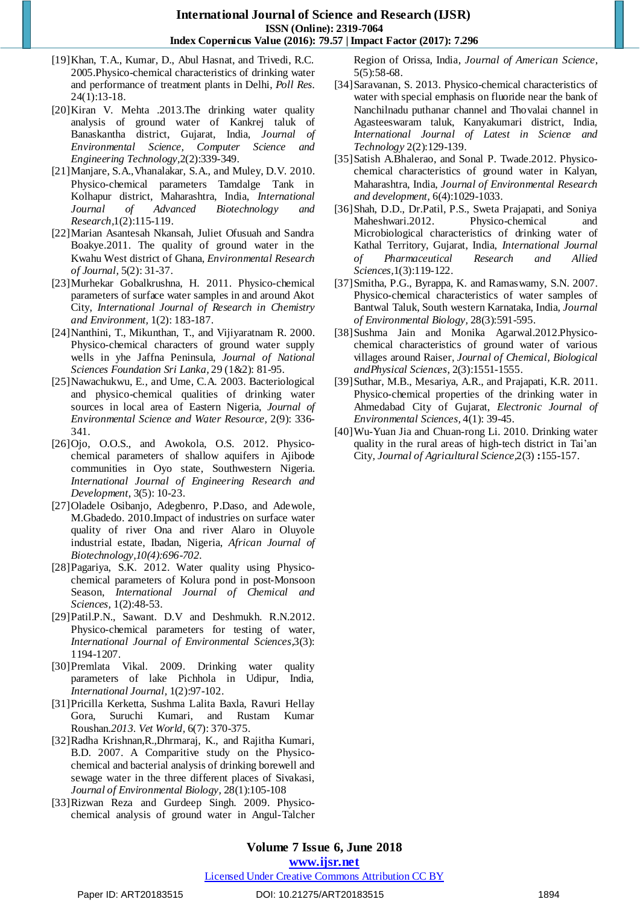[19] Khan, T.A., Kumar, D., Abul Hasnat, and Trivedi, R.C. 2005.Physico-chemical characteristics of drinking water and performance of treatment plants in Delhi, *Poll Res.* 24(1):13-18.

[20] Kiran V. Mehta .2013.The drinking water quality analysis of ground water of Kankrej taluk of Banaskantha district, Gujarat, India, *Journal of Environmental Science, Computer Science and Engineering Technology*,2(2):339-349.

[21] Manjare, S.A.,Vhanalakar, S.A., and Muley, D.V. 2010. Physico-chemical parameters Tamdalge Tank in Kolhapur district, Maharashtra, India, *International Journal of Advanced Biotechnology and Research*,1(2):115-119.

[22] Marian Asantesah Nkansah, Juliet Ofusuah and Sandra Boakye.2011. The quality of ground water in the Kwahu West district of Ghana, *Environmental Research of Journal*, 5(2): 31-37.

[23] Murhekar Gobalkrushna, H. 2011. Physico-chemical parameters of surface water samples in and around Akot City, *International Journal of Research in Chemistry and Environment*, 1(2): 183-187.

[24] Nanthini, T., Mikunthan, T., and Vijiyaratnam R. 2000. Physico-chemical characters of ground water supply wells in yhe Jaffna Peninsula, *Journal of National Sciences Foundation Sri Lanka*, 29 (1&2): 81-95.

[25] Nawachukwu, E., and Ume, C.A. 2003. Bacteriological and physico-chemical qualities of drinking water sources in local area of Eastern Nigeria, *Journal of Environmental Science and Water Resource*, 2(9): 336-341.

[26] Ojo, O.O.S., and Awokola, O.S. 2012. Physico-chemical parameters of shallow aquifers in Ajibode communities in Oyo state, Southwestern Nigeria. *International Journal of Engineering Research and Development*, 3(5): 10-23.

[27] Oladele Osibanjo, Adegbenro, P.Daso, and Adewole, M.Gbadedo. 2010.Impact of industries on surface water quality of river Ona and river Alaro in Oluyole industrial estate, Ibadan, Nigeria, *African Journal of Biotechnology,10(4):696-702.*

[28] Pagariya, S.K. 2012. Water quality using Physico-chemical parameters of Kolura pond in post-Monsoon Season, *International Journal of Chemical and Sciences*, 1(2):48-53.

[29] Patil.P.N., Sawant. D.V and Deshmukh. R.N.2012. Physico-chemical parameters for testing of water, *International Journal of Environmental Sciences*,3(3): 1194-1207.

[30] Premlata Vikal. 2009. Drinking water quality parameters of lake Pichhola in Udipur, India, *International Journal*, 1(2):97-102.

[31] Pricilla Kerketta, Sushma Lalita Baxla, Ravuri Hellay Gora, Suruchi Kumari, and Rustam Kumar Roushan.*2013. Vet World*, 6(7): 370-375.

[32] Radha Krishnan,R.,Dhrmaraj, K., and Rajitha Kumari, B.D. 2007. A Comparitive study on the Physico-chemical and bacterial analysis of drinking borewell and sewage water in the three different places of Sivakasi, *Journal of Environmental Biology*, 28(1):105-108

[33] Rizwan Reza and Gurdeep Singh. 2009. Physico-chemical analysis of ground water in Angul-Talcher Region of Orissa, India, *Journal of American Science*, 5(5):58-68.

[34] Saravanan, S. 2013. Physico-chemical characteristics of water with special emphasis on fluoride near the bank of Nanchilnadu puthanar channel and Thovalai channel in Agasteeswaram taluk, Kanyakumari district, India, *International Journal of Latest in Science and Technology* 2(2):129-139.

[35] Satish A.Bhalerao, and Sonal P. Twade.2012. Physico-chemical characteristics of ground water in Kalyan, Maharashtra, India, *Journal of Environmental Research and development*, 6(4):1029-1033.

[36] Shah, D.D., Dr.Patil, P.S., Sweta Prajapati, and Soniya Maheshwari.2012. Physico-chemical and Microbiological characteristics of drinking water of Kathal Territory, Gujarat, India, *International Journal of Pharmaceutical Research and Allied Sciences*,1(3):119-122.

[37] Smitha, P.G., Byrappa, K. and Ramaswamy, S.N. 2007. Physico-chemical characteristics of water samples of Bantwal Taluk, South western Karnataka, India, *Journal of Environmental Biology*, 28(3):591-595.

[38] Sushma Jain and Monika Agarwal.2012.Physico-chemical characteristics of ground water of various villages around Raiser, *Journal of Chemical, Biological andPhysical Sciences*, 2(3):1551-1555.

[39] Suthar, M.B., Mesariya, A.R., and Prajapati, K.R. 2011. Physico-chemical properties of the drinking water in Ahmedabad City of Gujarat, *Electronic Journal of Environmental Sciences*, 4(1): 39-45.

[40] Wu-Yuan Jia and Chuan-rong Li. 2010. Drinking water quality in the rural areas of high-tech district in Tai'an City, *Journal of Agricultural Science*,2(3) **:**155-157.